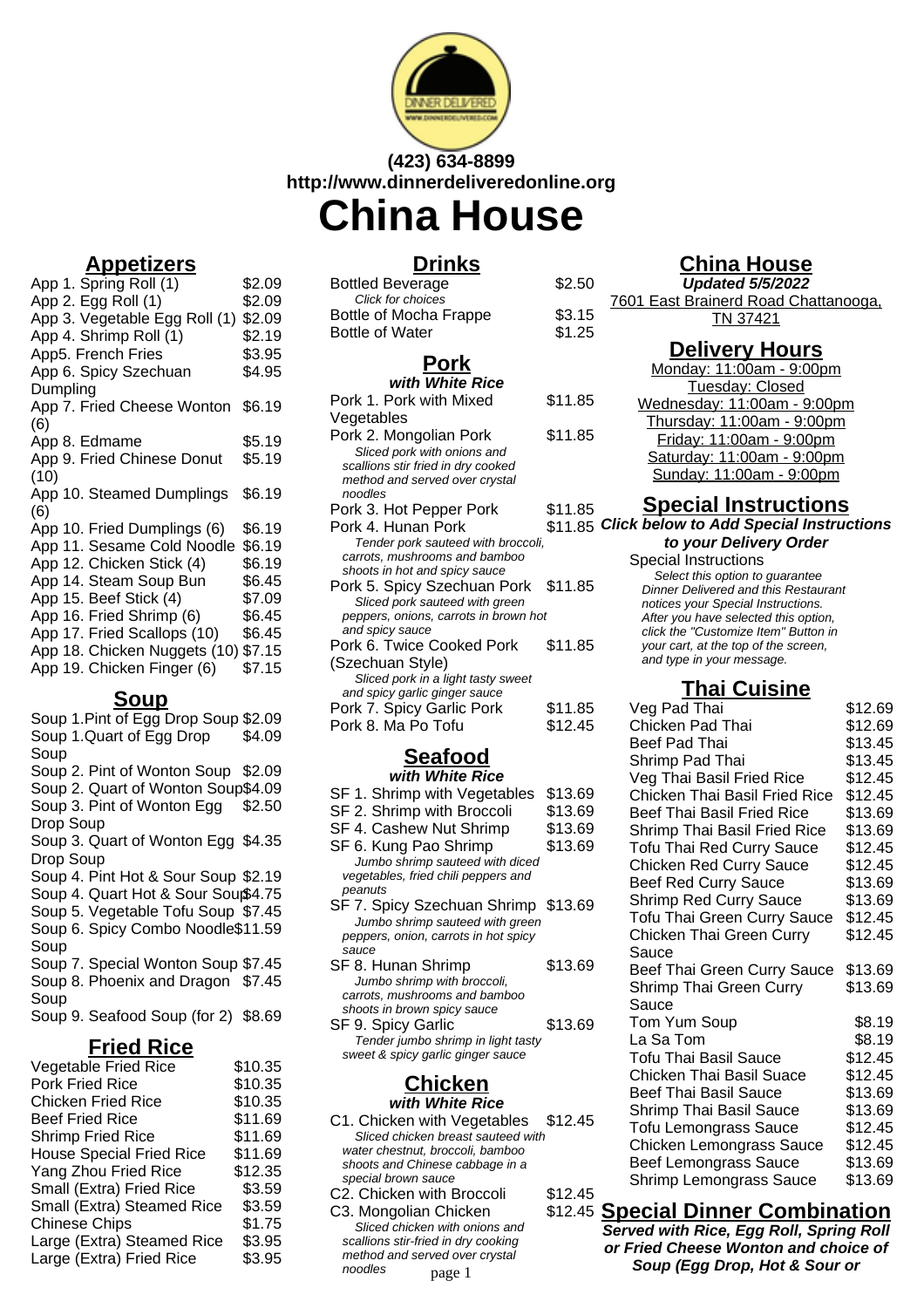(423) 634-8899
http://www.dinnerdeliveredonline.org

# China House

## Appetizers

| Item | Price |
|---|---|
| App 1. Spring Roll (1) | $2.09 |
| App 2. Egg Roll (1) | $2.09 |
| App 3. Vegetable Egg Roll (1) | $2.09 |
| App 4. Shrimp Roll (1) | $2.19 |
| App5. French Fries | $3.95 |
| App 6. Spicy Szechuan Dumpling | $4.95 |
| App 7. Fried Cheese Wonton (6) | $6.19 |
| App 8. Edmame | $5.19 |
| App 9. Fried Chinese Donut (10) | $5.19 |
| App 10. Steamed Dumplings (6) | $6.19 |
| App 10. Fried Dumplings (6) | $6.19 |
| App 11. Sesame Cold Noodle | $6.19 |
| App 12. Chicken Stick (4) | $6.19 |
| App 14. Steam Soup Bun | $6.45 |
| App 15. Beef Stick (4) | $7.09 |
| App 16. Fried Shrimp (6) | $6.45 |
| App 17. Fried Scallops (10) | $6.45 |
| App 18. Chicken Nuggets (10) | $7.15 |
| App 19. Chicken Finger (6) | $7.15 |

## Soup

| Item | Price |
|---|---|
| Soup 1.Pint of Egg Drop Soup | $2.09 |
| Soup 1.Quart of Egg Drop Soup | $4.09 |
| Soup 2. Pint of Wonton Soup | $2.09 |
| Soup 2. Quart of Wonton Soup | $4.09 |
| Soup 3. Pint of Wonton Egg Drop Soup | $2.50 |
| Soup 3. Quart of Wonton Egg Drop Soup | $4.35 |
| Soup 4. Pint Hot & Sour Soup | $2.19 |
| Soup 4. Quart Hot & Sour Soup | $4.75 |
| Soup 5. Vegetable Tofu Soup | $7.45 |
| Soup 6. Spicy Combo Noodle Soup | $11.59 |
| Soup 7. Special Wonton Soup | $7.45 |
| Soup 8. Phoenix and Dragon Soup | $7.45 |
| Soup 9. Seafood Soup (for 2) | $8.69 |

## Fried Rice

| Item | Price |
|---|---|
| Vegetable Fried Rice | $10.35 |
| Pork Fried Rice | $10.35 |
| Chicken Fried Rice | $10.35 |
| Beef Fried Rice | $11.69 |
| Shrimp Fried Rice | $11.69 |
| House Special Fried Rice | $11.69 |
| Yang Zhou Fried Rice | $12.35 |
| Small (Extra) Fried Rice | $3.59 |
| Small (Extra) Steamed Rice | $3.59 |
| Chinese Chips | $1.75 |
| Large (Extra) Steamed Rice | $3.95 |
| Large (Extra) Fried Rice | $3.95 |

## Drinks

| Item | Price |
|---|---|
| Bottled Beverage<br>*Click for choices* | $2.50 |
| Bottle of Mocha Frappe | $3.15 |
| Bottle of Water | $1.25 |

## Pork

**with White Rice**

| Item | Price |
|---|---|
| Pork 1. Pork with Mixed Vegetables | $11.85 |
| Pork 2. Mongolian Pork<br>*Sliced pork with onions and scallions stir fried in dry cooked method and served over crystal noodles* | $11.85 |
| Pork 3. Hot Pepper Pork | $11.85 |
| Pork 4. Hunan Pork<br>*Tender pork sauteed with broccoli, carrots, mushrooms and bamboo shoots in hot and spicy sauce* | $11.85 |
| Pork 5. Spicy Szechuan Pork<br>*Sliced pork sauteed with green peppers, onions, carrots in brown hot and spicy sauce* | $11.85 |
| Pork 6. Twice Cooked Pork (Szechuan Style)<br>*Sliced pork in a light tasty sweet and spicy garlic ginger sauce* | $11.85 |
| Pork 7. Spicy Garlic Pork | $11.85 |
| Pork 8. Ma Po Tofu | $12.45 |

## Seafood

**with White Rice**

| Item | Price |
|---|---|
| SF 1. Shrimp with Vegetables | $13.69 |
| SF 2. Shrimp with Broccoli | $13.69 |
| SF 4. Cashew Nut Shrimp | $13.69 |
| SF 6. Kung Pao Shrimp<br>*Jumbo shrimp sauteed with diced vegetables, fried chili peppers and peanuts* | $13.69 |
| SF 7. Spicy Szechuan Shrimp<br>*Jumbo shrimp sauteed with green peppers, onion, carrots in hot spicy sauce* | $13.69 |
| SF 8. Hunan Shrimp<br>*Jumbo shrimp with broccoli, carrots, mushrooms and bamboo shoots in brown spicy sauce* | $13.69 |
| SF 9. Spicy Garlic<br>*Tender jumbo shrimp in light tasty sweet & spicy garlic ginger sauce* | $13.69 |

## Chicken

**with White Rice**

| Item | Price |
|---|---|
| C1. Chicken with Vegetables<br>*Sliced chicken breast sauteed with water chestnut, broccoli, bamboo shoots and Chinese cabbage in a special brown sauce* | $12.45 |
| C2. Chicken with Broccoli | $12.45 |
| C3. Mongolian Chicken<br>*Sliced chicken with onions and scallions stir-fried in dry cooking method and served over crystal noodles* | $12.45 |

## China House

**Updated 5/5/2022**

7601 East Brainerd Road Chattanooga, TN 37421

## Delivery Hours

Monday: 11:00am - 9:00pm
Tuesday: Closed
Wednesday: 11:00am - 9:00pm
Thursday: 11:00am - 9:00pm
Friday: 11:00am - 9:00pm
Saturday: 11:00am - 9:00pm
Sunday: 11:00am - 9:00pm

## Special Instructions

***Click below to Add Special Instructions to your Delivery Order***

Special Instructions
*Select this option to guarantee Dinner Delivered and this Restaurant notices your Special Instructions. After you have selected this option, click the "Customize Item" Button in your cart, at the top of the screen, and type in your message.*

## Thai Cuisine

| Item | Price |
|---|---|
| Veg Pad Thai | $12.69 |
| Chicken Pad Thai | $12.69 |
| Beef Pad Thai | $13.45 |
| Shrimp Pad Thai | $13.45 |
| Veg Thai Basil Fried Rice | $12.45 |
| Chicken Thai Basil Fried Rice | $12.45 |
| Beef Thai Basil Fried Rice | $13.69 |
| Shrimp Thai Basil Fried Rice | $13.69 |
| Tofu Thai Red Curry Sauce | $12.45 |
| Chicken Red Curry Sauce | $12.45 |
| Beef Red Curry Sauce | $13.69 |
| Shrimp Red Curry Sauce | $13.69 |
| Tofu Thai Green Curry Sauce | $12.45 |
| Chicken Thai Green Curry Sauce | $12.45 |
| Beef Thai Green Curry Sauce | $13.69 |
| Shrimp Thai Green Curry Sauce | $13.69 |
| Tom Yum Soup | $8.19 |
| La Sa Tom | $8.19 |
| Tofu Thai Basil Sauce | $12.45 |
| Chicken Thai Basil Suace | $12.45 |
| Beef Thai Basil Sauce | $13.69 |
| Shrimp Thai Basil Sauce | $13.69 |
| Tofu Lemongrass Sauce | $12.45 |
| Chicken Lemongrass Sauce | $12.45 |
| Beef Lemongrass Sauce | $13.69 |
| Shrimp Lemongrass Sauce | $13.69 |

## Special Dinner Combination

**Served with Rice, Egg Roll, Spring Roll or Fried Cheese Wonton and choice of Soup (Egg Drop, Hot & Sour or**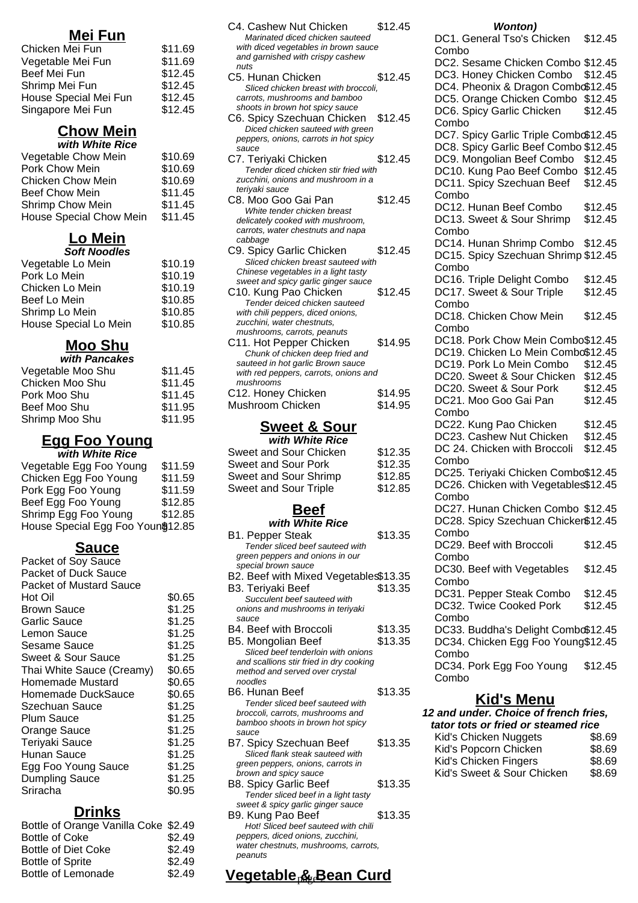## Mei Fun

| | |
|---|---|
| Chicken Mei Fun | $11.69 |
| Vegetable Mei Fun | $11.69 |
| Beef Mei Fun | $12.45 |
| Shrimp Mei Fun | $12.45 |
| House Special Mei Fun | $12.45 |
| Singapore Mei Fun | $12.45 |

## Chow Mein

***with White Rice***

| | |
|---|---|
| Vegetable Chow Mein | $10.69 |
| Pork Chow Mein | $10.69 |
| Chicken Chow Mein | $10.69 |
| Beef Chow Mein | $11.45 |
| Shrimp Chow Mein | $11.45 |
| House Special Chow Mein | $11.45 |

## Lo Mein

***Soft Noodles***

| | |
|---|---|
| Vegetable Lo Mein | $10.19 |
| Pork Lo Mein | $10.19 |
| Chicken Lo Mein | $10.19 |
| Beef Lo Mein | $10.85 |
| Shrimp Lo Mein | $10.85 |
| House Special Lo Mein | $10.85 |

## Moo Shu

***with Pancakes***

| | |
|---|---|
| Vegetable Moo Shu | $11.45 |
| Chicken Moo Shu | $11.45 |
| Pork Moo Shu | $11.45 |
| Beef Moo Shu | $11.95 |
| Shrimp Moo Shu | $11.95 |

## Egg Foo Young

***with White Rice***

| | |
|---|---|
| Vegetable Egg Foo Young | $11.59 |
| Chicken Egg Foo Young | $11.59 |
| Pork Egg Foo Young | $11.59 |
| Beef Egg Foo Young | $12.85 |
| Shrimp Egg Foo Young | $12.85 |
| House Special Egg Foo Young | $12.85 |

## Sauce

| | |
|---|---|
| Packet of Soy Sauce | |
| Packet of Duck Sauce | |
| Packet of Mustard Sauce | |
| Hot Oil | $0.65 |
| Brown Sauce | $1.25 |
| Garlic Sauce | $1.25 |
| Lemon Sauce | $1.25 |
| Sesame Sauce | $1.25 |
| Sweet & Sour Sauce | $1.25 |
| Thai White Sauce (Creamy) | $0.65 |
| Homemade Mustard | $0.65 |
| Homemade DuckSauce | $0.65 |
| Szechuan Sauce | $1.25 |
| Plum Sauce | $1.25 |
| Orange Sauce | $1.25 |
| Teriyaki Sauce | $1.25 |
| Hunan Sauce | $1.25 |
| Egg Foo Young Sauce | $1.25 |
| Dumpling Sauce | $1.25 |
| Sriracha | $0.95 |

## Drinks

| | |
|---|---|
| Bottle of Orange Vanilla Coke | $2.49 |
| Bottle of Coke | $2.49 |
| Bottle of Diet Coke | $2.49 |
| Bottle of Sprite | $2.49 |
| Bottle of Lemonade | $2.49 |

C4. Cashew Nut Chicken — $12.45
*Marinated diced chicken sauteed with diced vegetables in brown sauce and garnished with crispy cashew nuts*

C5. Hunan Chicken — $12.45
*Sliced chicken breast with broccoli, carrots, mushrooms and bamboo shoots in brown hot spicy sauce*

C6. Spicy Szechuan Chicken — $12.45
*Diced chicken sauteed with green peppers, onions, carrots in hot spicy sauce*

C7. Teriyaki Chicken — $12.45
*Tender diced chicken stir fried with zucchini, onions and mushroom in a teriyaki sauce*

C8. Moo Goo Gai Pan — $12.45
*White tender chicken breast delicately cooked with mushroom, carrots, water chestnuts and napa cabbage*

C9. Spicy Garlic Chicken — $12.45
*Sliced chicken breast sauteed with Chinese vegetables in a light tasty sweet and spicy garlic ginger sauce*

C10. Kung Pao Chicken — $12.45
*Tender deiced chicken sauteed with chili peppers, diced onions, zucchini, water chestnuts, mushrooms, carrots, peanuts*

C11. Hot Pepper Chicken — $14.95
*Chunk of chicken deep fried and sauteed in hot garlic Brown sauce with red peppers, carrots, onions and mushrooms*

C12. Honey Chicken — $14.95

Mushroom Chicken — $14.95

## Sweet & Sour

***with White Rice***

| | |
|---|---|
| Sweet and Sour Chicken | $12.35 |
| Sweet and Sour Pork | $12.35 |
| Sweet and Sour Shrimp | $12.85 |
| Sweet and Sour Triple | $12.85 |

## Beef

***with White Rice***

B1. Pepper Steak — $13.35
*Tender sliced beef sauteed with green peppers and onions in our special brown sauce*

B2. Beef with Mixed Vegetables — $13.35

B3. Teriyaki Beef — $13.35
*Succulent beef sauteed with onions and mushrooms in teriyaki sauce*

B4. Beef with Broccoli — $13.35

B5. Mongolian Beef — $13.35
*Sliced beef tenderloin with onions and scallions stir fried in dry cooking method and served over crystal noodles*

B6. Hunan Beef — $13.35
*Tender sliced beef sauteed with broccoli, carrots, mushrooms and bamboo shoots in brown hot spicy sauce*

B7. Spicy Szechuan Beef — $13.35
*Sliced flank steak sauteed with green peppers, onions, carrots in brown and spicy sauce*

B8. Spicy Garlic Beef — $13.35
*Tender sliced beef in a light tasty sweet & spicy garlic ginger sauce*

B9. Kung Pao Beef — $13.35
*Hot! Sliced beef sauteed with chili peppers, diced onions, zucchini, water chestnuts, mushrooms, carrots, peanuts*

## Vegetable & Bean Curd

***Wonton)***

| | |
|---|---|
| DC1. General Tso's Chicken Combo | $12.45 |
| DC2. Sesame Chicken Combo | $12.45 |
| DC3. Honey Chicken Combo | $12.45 |
| DC4. Pheonix & Dragon Combo | $12.45 |
| DC5. Orange Chicken Combo | $12.45 |
| DC6. Spicy Garlic Chicken Combo | $12.45 |
| DC7. Spicy Garlic Triple Combo | $12.45 |
| DC8. Spicy Garlic Beef Combo | $12.45 |
| DC9. Mongolian Beef Combo | $12.45 |
| DC10. Kung Pao Beef Combo | $12.45 |
| DC11. Spicy Szechuan Beef Combo | $12.45 |
| DC12. Hunan Beef Combo | $12.45 |
| DC13. Sweet & Sour Shrimp Combo | $12.45 |
| DC14. Hunan Shrimp Combo | $12.45 |
| DC15. Spicy Szechuan Shrimp Combo | $12.45 |
| DC16. Triple Delight Combo | $12.45 |
| DC17. Sweet & Sour Triple Combo | $12.45 |
| DC18. Chicken Chow Mein Combo | $12.45 |
| DC18. Pork Chow Mein Combo | $12.45 |
| DC19. Chicken Lo Mein Combo | $12.45 |
| DC19. Pork Lo Mein Combo | $12.45 |
| DC20. Sweet & Sour Chicken | $12.45 |
| DC20. Sweet & Sour Pork | $12.45 |
| DC21. Moo Goo Gai Pan Combo | $12.45 |
| DC22. Kung Pao Chicken | $12.45 |
| DC23. Cashew Nut Chicken | $12.45 |
| DC 24. Chicken with Broccoli Combo | $12.45 |
| DC25. Teriyaki Chicken Combo | $12.45 |
| DC26. Chicken with Vegetables Combo | $12.45 |
| DC27. Hunan Chicken Combo | $12.45 |
| DC28. Spicy Szechuan Chicken Combo | $12.45 |
| DC29. Beef with Broccoli Combo | $12.45 |
| DC30. Beef with Vegetables Combo | $12.45 |
| DC31. Pepper Steak Combo | $12.45 |
| DC32. Twice Cooked Pork Combo | $12.45 |
| DC33. Buddha's Delight Combo | $12.45 |
| DC34. Chicken Egg Foo Young Combo | $12.45 |
| DC34. Pork Egg Foo Young Combo | $12.45 |

## Kid's Menu

***12 and under. Choice of french fries, tator tots or fried or steamed rice***

| | |
|---|---|
| Kid's Chicken Nuggets | $8.69 |
| Kid's Popcorn Chicken | $8.69 |
| Kid's Chicken Fingers | $8.69 |
| Kid's Sweet & Sour Chicken | $8.69 |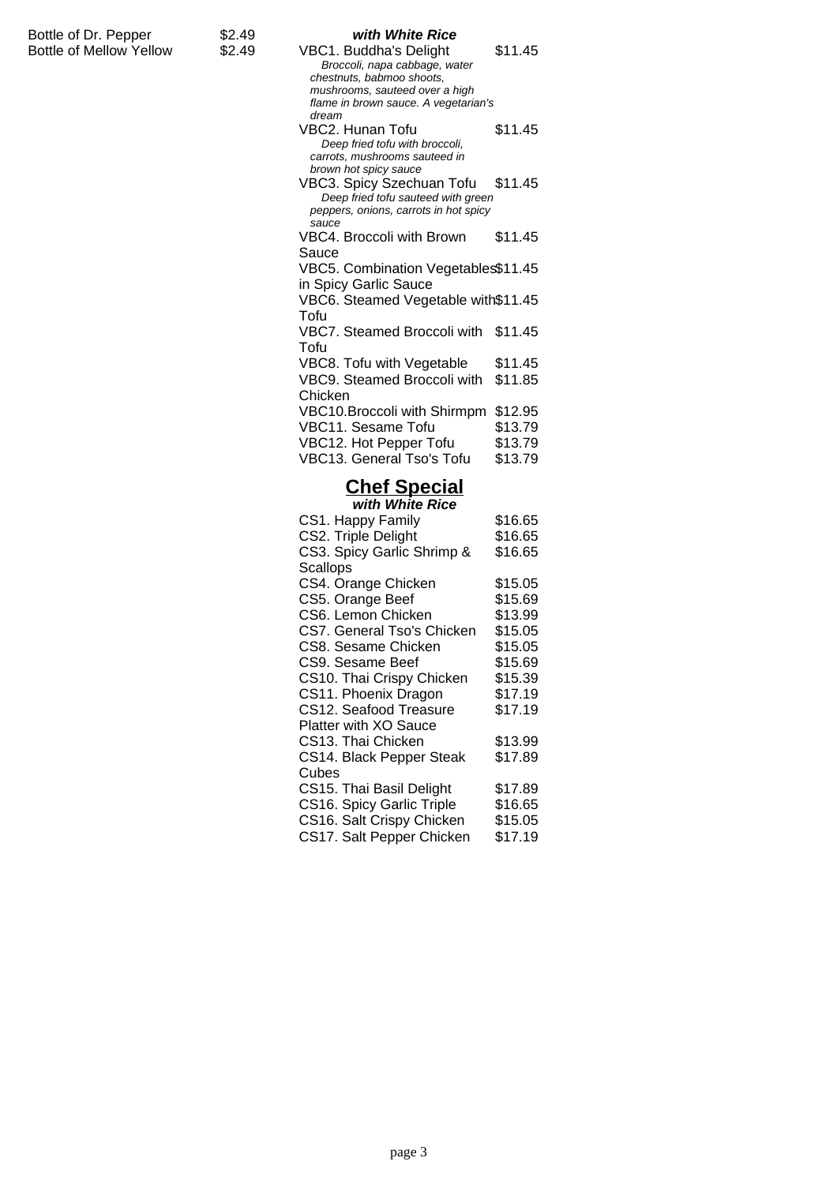| | |
|---|---|
| Bottle of Dr. Pepper | $2.49 |
| Bottle of Mellow Yellow | $2.49 |

***with White Rice***

| | |
|---|---|
| VBC1. Buddha's Delight *Broccoli, napa cabbage, water chestnuts, babmoo shoots, mushrooms, sauteed over a high flame in brown sauce. A vegetarian's dream* | $11.45 |
| VBC2. Hunan Tofu *Deep fried tofu with broccoli, carrots, mushrooms sauteed in brown hot spicy sauce* | $11.45 |
| VBC3. Spicy Szechuan Tofu *Deep fried tofu sauteed with green peppers, onions, carrots in hot spicy sauce* | $11.45 |
| VBC4. Broccoli with Brown Sauce | $11.45 |
| VBC5. Combination Vegetables in Spicy Garlic Sauce | $11.45 |
| VBC6. Steamed Vegetable with Tofu | $11.45 |
| VBC7. Steamed Broccoli with Tofu | $11.45 |
| VBC8. Tofu with Vegetable | $11.45 |
| VBC9. Steamed Broccoli with Chicken | $11.85 |
| VBC10.Broccoli with Shirmpm | $12.95 |
| VBC11. Sesame Tofu | $13.79 |
| VBC12. Hot Pepper Tofu | $13.79 |
| VBC13. General Tso's Tofu | $13.79 |

## **Chef Special**

***with White Rice***

| | |
|---|---|
| CS1. Happy Family | $16.65 |
| CS2. Triple Delight | $16.65 |
| CS3. Spicy Garlic Shrimp & Scallops | $16.65 |
| CS4. Orange Chicken | $15.05 |
| CS5. Orange Beef | $15.69 |
| CS6. Lemon Chicken | $13.99 |
| CS7. General Tso's Chicken | $15.05 |
| CS8. Sesame Chicken | $15.05 |
| CS9. Sesame Beef | $15.69 |
| CS10. Thai Crispy Chicken | $15.39 |
| CS11. Phoenix Dragon | $17.19 |
| CS12. Seafood Treasure Platter with XO Sauce | $17.19 |
| CS13. Thai Chicken | $13.99 |
| CS14. Black Pepper Steak Cubes | $17.89 |
| CS15. Thai Basil Delight | $17.89 |
| CS16. Spicy Garlic Triple | $16.65 |
| CS16. Salt Crispy Chicken | $15.05 |
| CS17. Salt Pepper Chicken | $17.19 |